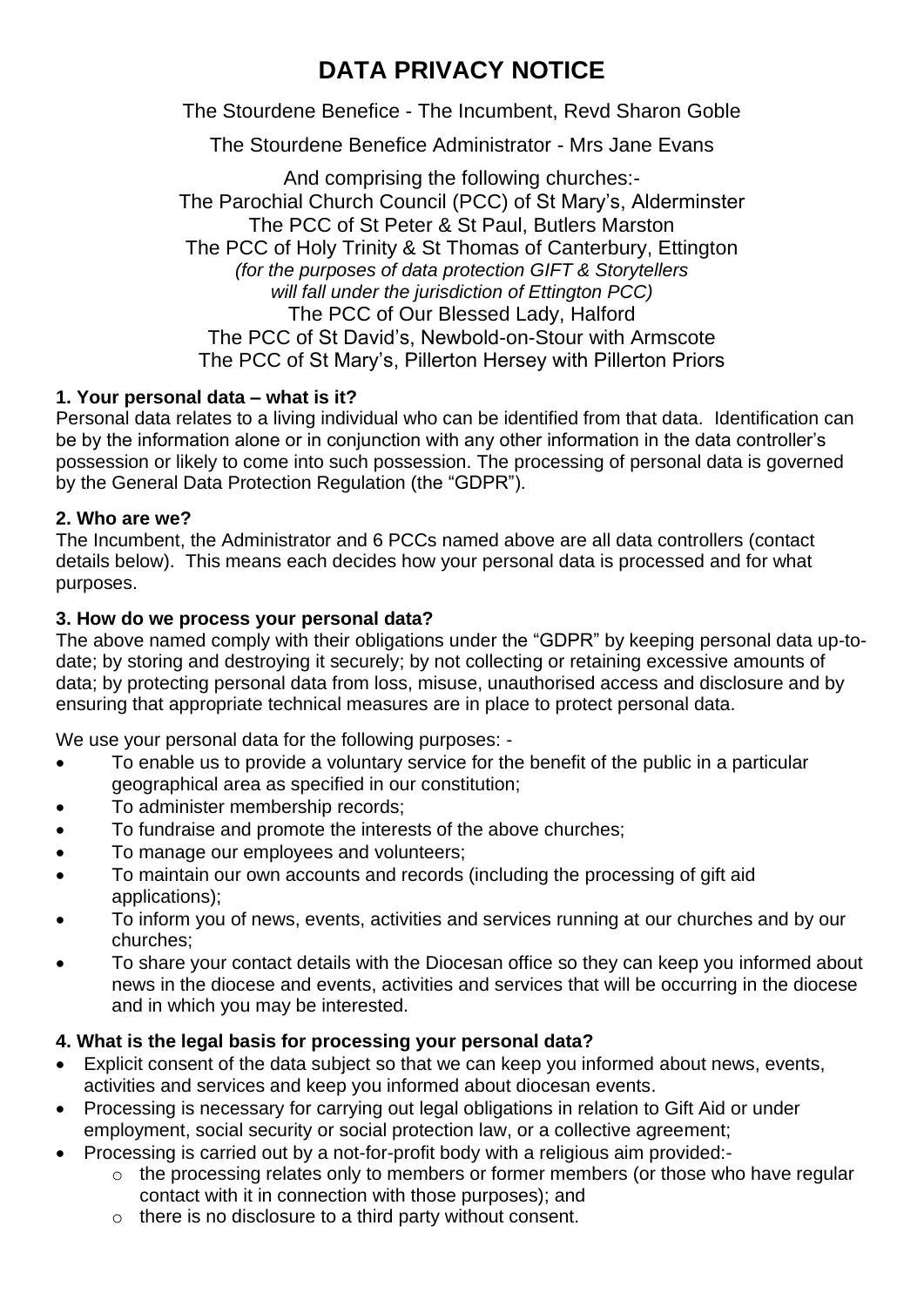# DATA PRIVACY NOTICE

The Stourdene Benefice - The Incumbent, Revd Sharon Goble

The Stourdene Benefice Administrator - Mrs Jane Evans

And comprising the following churches:-
The Parochial Church Council (PCC) of St Mary's, Alderminster
The PCC of St Peter & St Paul, Butlers Marston
The PCC of Holy Trinity & St Thomas of Canterbury, Ettington
*(for the purposes of data protection GIFT & Storytellers will fall under the jurisdiction of Ettington PCC)*
The PCC of Our Blessed Lady, Halford
The PCC of St David's, Newbold-on-Stour with Armscote
The PCC of St Mary's, Pillerton Hersey with Pillerton Priors

### 1. Your personal data – what is it?

Personal data relates to a living individual who can be identified from that data. Identification can be by the information alone or in conjunction with any other information in the data controller's possession or likely to come into such possession. The processing of personal data is governed by the General Data Protection Regulation (the "GDPR").

### 2. Who are we?

The Incumbent, the Administrator and 6 PCCs named above are all data controllers (contact details below). This means each decides how your personal data is processed and for what purposes.

### 3. How do we process your personal data?

The above named comply with their obligations under the "GDPR" by keeping personal data up-to-date; by storing and destroying it securely; by not collecting or retaining excessive amounts of data; by protecting personal data from loss, misuse, unauthorised access and disclosure and by ensuring that appropriate technical measures are in place to protect personal data.

We use your personal data for the following purposes: -

- To enable us to provide a voluntary service for the benefit of the public in a particular geographical area as specified in our constitution;
- To administer membership records;
- To fundraise and promote the interests of the above churches;
- To manage our employees and volunteers;
- To maintain our own accounts and records (including the processing of gift aid applications);
- To inform you of news, events, activities and services running at our churches and by our churches;
- To share your contact details with the Diocesan office so they can keep you informed about news in the diocese and events, activities and services that will be occurring in the diocese and in which you may be interested.

### 4. What is the legal basis for processing your personal data?

- Explicit consent of the data subject so that we can keep you informed about news, events, activities and services and keep you informed about diocesan events.
- Processing is necessary for carrying out legal obligations in relation to Gift Aid or under employment, social security or social protection law, or a collective agreement;
- Processing is carried out by a not-for-profit body with a religious aim provided:-
  - the processing relates only to members or former members (or those who have regular contact with it in connection with those purposes); and
  - there is no disclosure to a third party without consent.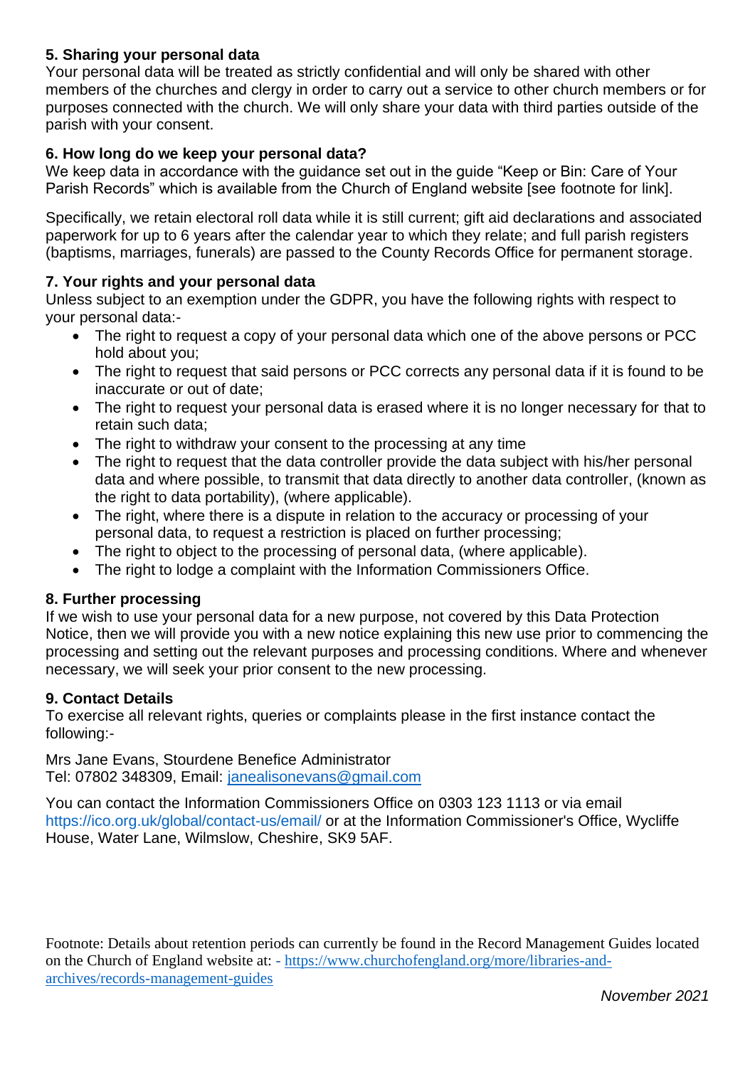### 5. Sharing your personal data

Your personal data will be treated as strictly confidential and will only be shared with other members of the churches and clergy in order to carry out a service to other church members or for purposes connected with the church. We will only share your data with third parties outside of the parish with your consent.

### 6. How long do we keep your personal data?

We keep data in accordance with the guidance set out in the guide "Keep or Bin: Care of Your Parish Records" which is available from the Church of England website [see footnote for link].

Specifically, we retain electoral roll data while it is still current; gift aid declarations and associated paperwork for up to 6 years after the calendar year to which they relate; and full parish registers (baptisms, marriages, funerals) are passed to the County Records Office for permanent storage.

### 7. Your rights and your personal data

Unless subject to an exemption under the GDPR, you have the following rights with respect to your personal data:-

- The right to request a copy of your personal data which one of the above persons or PCC hold about you;
- The right to request that said persons or PCC corrects any personal data if it is found to be inaccurate or out of date;
- The right to request your personal data is erased where it is no longer necessary for that to retain such data;
- The right to withdraw your consent to the processing at any time
- The right to request that the data controller provide the data subject with his/her personal data and where possible, to transmit that data directly to another data controller, (known as the right to data portability), (where applicable).
- The right, where there is a dispute in relation to the accuracy or processing of your personal data, to request a restriction is placed on further processing;
- The right to object to the processing of personal data, (where applicable).
- The right to lodge a complaint with the Information Commissioners Office.

### 8. Further processing

If we wish to use your personal data for a new purpose, not covered by this Data Protection Notice, then we will provide you with a new notice explaining this new use prior to commencing the processing and setting out the relevant purposes and processing conditions. Where and whenever necessary, we will seek your prior consent to the new processing.

### 9. Contact Details

To exercise all relevant rights, queries or complaints please in the first instance contact the following:-

Mrs Jane Evans, Stourdene Benefice Administrator
Tel: 07802 348309, Email: janealisonevans@gmail.com

You can contact the Information Commissioners Office on 0303 123 1113 or via email https://ico.org.uk/global/contact-us/email/ or at the Information Commissioner's Office, Wycliffe House, Water Lane, Wilmslow, Cheshire, SK9 5AF.

Footnote: Details about retention periods can currently be found in the Record Management Guides located on the Church of England website at: - https://www.churchofengland.org/more/libraries-and-archives/records-management-guides

*November 2021*